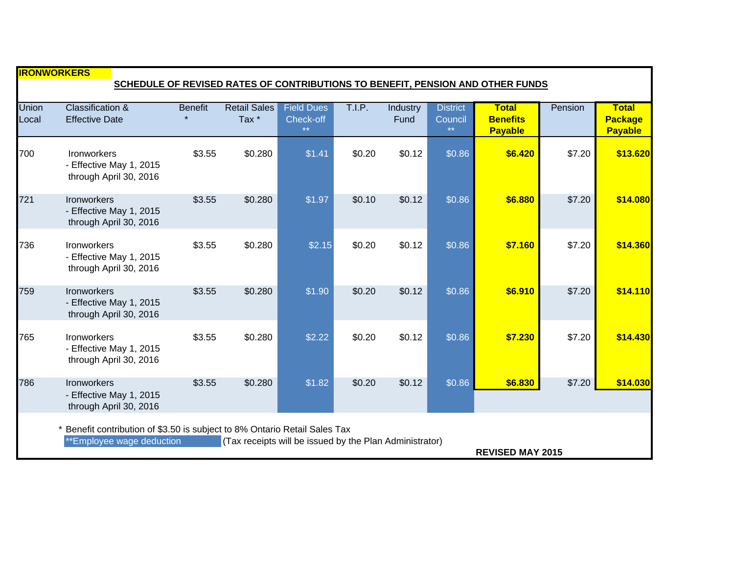**IRONWORKERS**

## SCHEDULE OF REVISED RATES OF CONTRIBUTIONS TO BENEFIT, PENSION AND OTHER FUNDS

| Union Local | Classification & Effective Date | Benefit * | Retail Sales Tax * | Field Dues Check-off ** | T.I.P. | Industry Fund | District Council ** | Total Benefits Payable | Pension | Total Package Payable |
|---|---|---|---|---|---|---|---|---|---|---|
| 700 | Ironworkers - Effective May 1, 2015 through April 30, 2016 | $3.55 | $0.280 | $1.41 | $0.20 | $0.12 | $0.86 | **$6.420** | $7.20 | **$13.620** |
| 721 | Ironworkers - Effective May 1, 2015 through April 30, 2016 | $3.55 | $0.280 | $1.97 | $0.10 | $0.12 | $0.86 | **$6.880** | $7.20 | **$14.080** |
| 736 | Ironworkers - Effective May 1, 2015 through April 30, 2016 | $3.55 | $0.280 | $2.15 | $0.20 | $0.12 | $0.86 | **$7.160** | $7.20 | **$14.360** |
| 759 | Ironworkers - Effective May 1, 2015 through April 30, 2016 | $3.55 | $0.280 | $1.90 | $0.20 | $0.12 | $0.86 | **$6.910** | $7.20 | **$14.110** |
| 765 | Ironworkers - Effective May 1, 2015 through April 30, 2016 | $3.55 | $0.280 | $2.22 | $0.20 | $0.12 | $0.86 | **$7.230** | $7.20 | **$14.430** |
| 786 | Ironworkers - Effective May 1, 2015 through April 30, 2016 | $3.55 | $0.280 | $1.82 | $0.20 | $0.12 | $0.86 | **$6.830** | $7.20 | **$14.030** |

\* Benefit contribution of $3.50 is subject to 8% Ontario Retail Sales Tax

**Employee wage deduction (Tax receipts will be issued by the Plan Administrator)

**REVISED MAY 2015**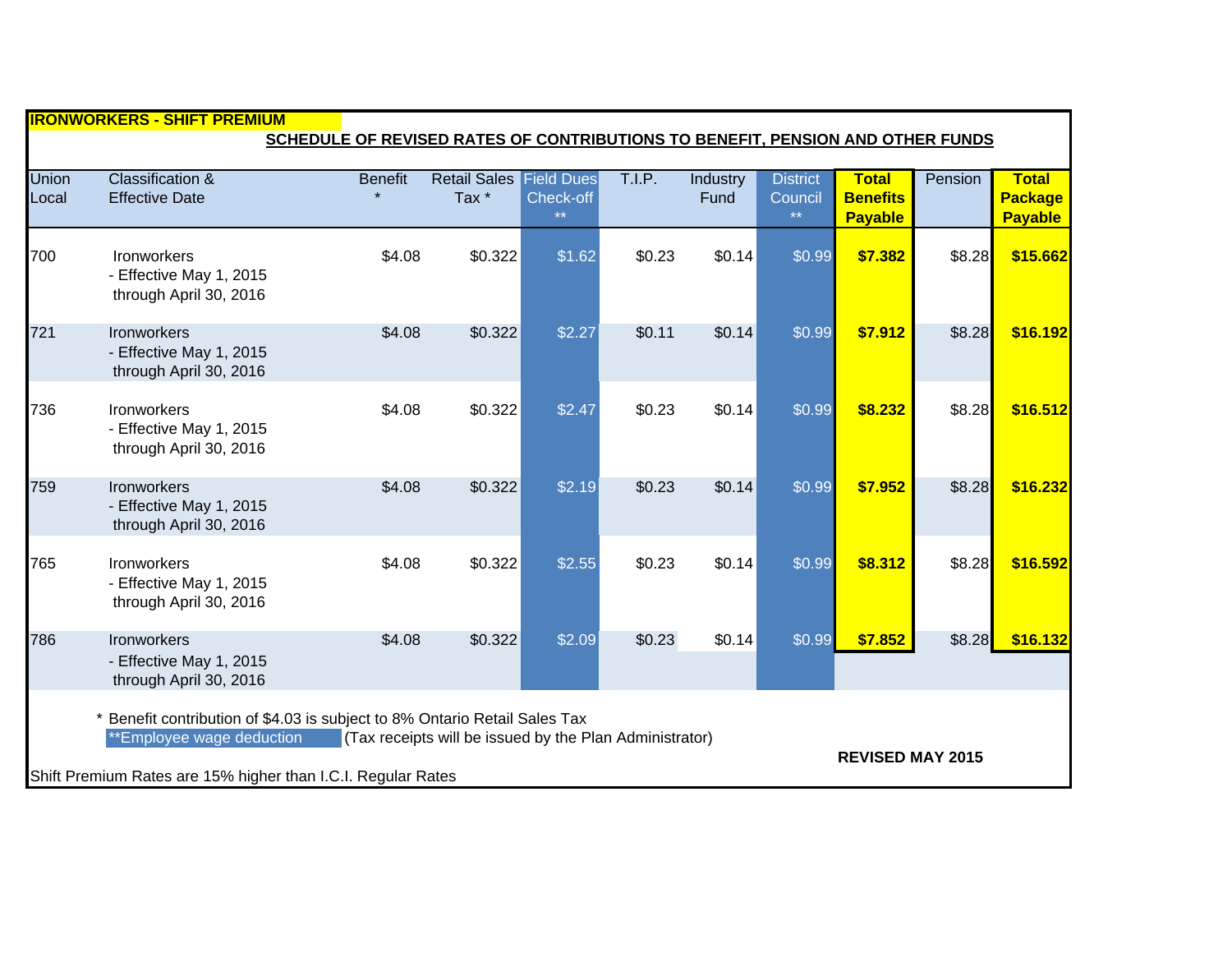**IRONWORKERS - SHIFT PREMIUM**

**SCHEDULE OF REVISED RATES OF CONTRIBUTIONS TO BENEFIT, PENSION AND OTHER FUNDS**

| Union Local | Classification & Effective Date | Benefit * | Retail Sales Tax * | Field Dues Check-off ** | T.I.P. | Industry Fund | District Council ** | Total Benefits Payable | Pension | Total Package Payable |
|---|---|---|---|---|---|---|---|---|---|---|
| 700 | Ironworkers - Effective May 1, 2015 through April 30, 2016 | $4.08 | $0.322 | $1.62 | $0.23 | $0.14 | $0.99 | **$7.382** | $8.28 | **$15.662** |
| 721 | Ironworkers - Effective May 1, 2015 through April 30, 2016 | $4.08 | $0.322 | $2.27 | $0.11 | $0.14 | $0.99 | **$7.912** | $8.28 | **$16.192** |
| 736 | Ironworkers - Effective May 1, 2015 through April 30, 2016 | $4.08 | $0.322 | $2.47 | $0.23 | $0.14 | $0.99 | **$8.232** | $8.28 | **$16.512** |
| 759 | Ironworkers - Effective May 1, 2015 through April 30, 2016 | $4.08 | $0.322 | $2.19 | $0.23 | $0.14 | $0.99 | **$7.952** | $8.28 | **$16.232** |
| 765 | Ironworkers - Effective May 1, 2015 through April 30, 2016 | $4.08 | $0.322 | $2.55 | $0.23 | $0.14 | $0.99 | **$8.312** | $8.28 | **$16.592** |
| 786 | Ironworkers - Effective May 1, 2015 through April 30, 2016 | $4.08 | $0.322 | $2.09 | $0.23 | $0.14 | $0.99 | **$7.852** | $8.28 | **$16.132** |

\* Benefit contribution of $4.03 is subject to 8% Ontario Retail Sales Tax

**Employee wage deduction (Tax receipts will be issued by the Plan Administrator)

**REVISED MAY 2015**

Shift Premium Rates are 15% higher than I.C.I. Regular Rates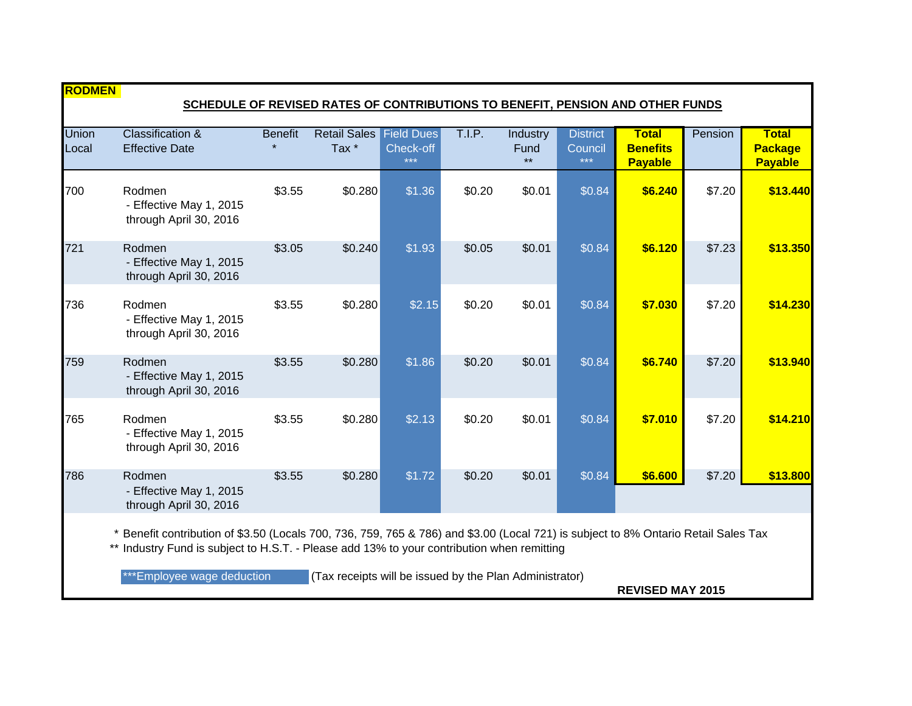**RODMEN**

## SCHEDULE OF REVISED RATES OF CONTRIBUTIONS TO BENEFIT, PENSION AND OTHER FUNDS

| Union Local | Classification & Effective Date | Benefit * | Retail Sales Tax * | Field Dues Check-off *** | T.I.P. | Industry Fund ** | District Council *** | Total Benefits Payable | Pension | Total Package Payable |
|---|---|---|---|---|---|---|---|---|---|---|
| 700 | Rodmen - Effective May 1, 2015 through April 30, 2016 | $3.55 | $0.280 | $1.36 | $0.20 | $0.01 | $0.84 | **$6.240** | $7.20 | **$13.440** |
| 721 | Rodmen - Effective May 1, 2015 through April 30, 2016 | $3.05 | $0.240 | $1.93 | $0.05 | $0.01 | $0.84 | **$6.120** | $7.23 | **$13.350** |
| 736 | Rodmen - Effective May 1, 2015 through April 30, 2016 | $3.55 | $0.280 | $2.15 | $0.20 | $0.01 | $0.84 | **$7.030** | $7.20 | **$14.230** |
| 759 | Rodmen - Effective May 1, 2015 through April 30, 2016 | $3.55 | $0.280 | $1.86 | $0.20 | $0.01 | $0.84 | **$6.740** | $7.20 | **$13.940** |
| 765 | Rodmen - Effective May 1, 2015 through April 30, 2016 | $3.55 | $0.280 | $2.13 | $0.20 | $0.01 | $0.84 | **$7.010** | $7.20 | **$14.210** |
| 786 | Rodmen - Effective May 1, 2015 through April 30, 2016 | $3.55 | $0.280 | $1.72 | $0.20 | $0.01 | $0.84 | **$6.600** | $7.20 | **$13.800** |

* Benefit contribution of $3.50 (Locals 700, 736, 759, 765 & 786) and $3.00 (Local 721) is subject to 8% Ontario Retail Sales Tax

** Industry Fund is subject to H.S.T. - Please add 13% to your contribution when remitting

***Employee wage deduction (Tax receipts will be issued by the Plan Administrator)

**REVISED MAY 2015**